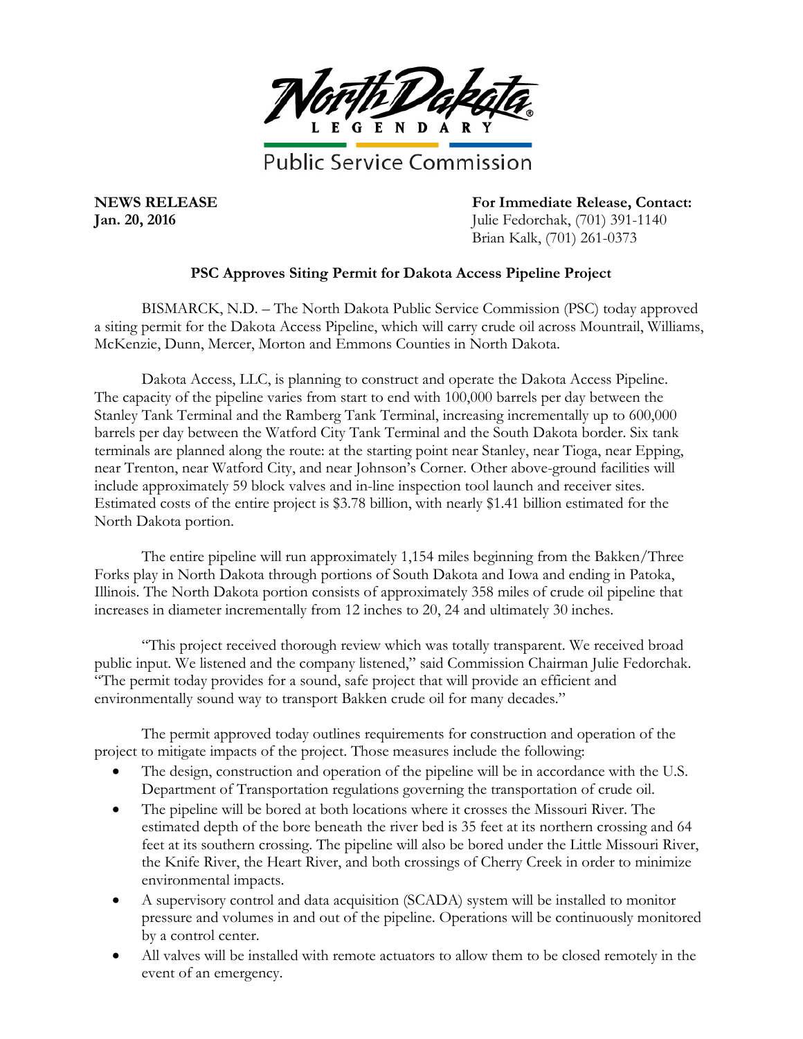North Dakota
LEGENDARY
Public Service Commission

**NEWS RELEASE**
**Jan. 20, 2016**

**For Immediate Release, Contact:**
Julie Fedorchak, (701) 391-1140
Brian Kalk, (701) 261-0373

## PSC Approves Siting Permit for Dakota Access Pipeline Project

BISMARCK, N.D. – The North Dakota Public Service Commission (PSC) today approved a siting permit for the Dakota Access Pipeline, which will carry crude oil across Mountrail, Williams, McKenzie, Dunn, Mercer, Morton and Emmons Counties in North Dakota.

Dakota Access, LLC, is planning to construct and operate the Dakota Access Pipeline. The capacity of the pipeline varies from start to end with 100,000 barrels per day between the Stanley Tank Terminal and the Ramberg Tank Terminal, increasing incrementally up to 600,000 barrels per day between the Watford City Tank Terminal and the South Dakota border. Six tank terminals are planned along the route: at the starting point near Stanley, near Tioga, near Epping, near Trenton, near Watford City, and near Johnson's Corner. Other above-ground facilities will include approximately 59 block valves and in-line inspection tool launch and receiver sites. Estimated costs of the entire project is $3.78 billion, with nearly $1.41 billion estimated for the North Dakota portion.

The entire pipeline will run approximately 1,154 miles beginning from the Bakken/Three Forks play in North Dakota through portions of South Dakota and Iowa and ending in Patoka, Illinois. The North Dakota portion consists of approximately 358 miles of crude oil pipeline that increases in diameter incrementally from 12 inches to 20, 24 and ultimately 30 inches.

"This project received thorough review which was totally transparent. We received broad public input. We listened and the company listened," said Commission Chairman Julie Fedorchak. "The permit today provides for a sound, safe project that will provide an efficient and environmentally sound way to transport Bakken crude oil for many decades."

The permit approved today outlines requirements for construction and operation of the project to mitigate impacts of the project. Those measures include the following:

- The design, construction and operation of the pipeline will be in accordance with the U.S. Department of Transportation regulations governing the transportation of crude oil.
- The pipeline will be bored at both locations where it crosses the Missouri River. The estimated depth of the bore beneath the river bed is 35 feet at its northern crossing and 64 feet at its southern crossing. The pipeline will also be bored under the Little Missouri River, the Knife River, the Heart River, and both crossings of Cherry Creek in order to minimize environmental impacts.
- A supervisory control and data acquisition (SCADA) system will be installed to monitor pressure and volumes in and out of the pipeline. Operations will be continuously monitored by a control center.
- All valves will be installed with remote actuators to allow them to be closed remotely in the event of an emergency.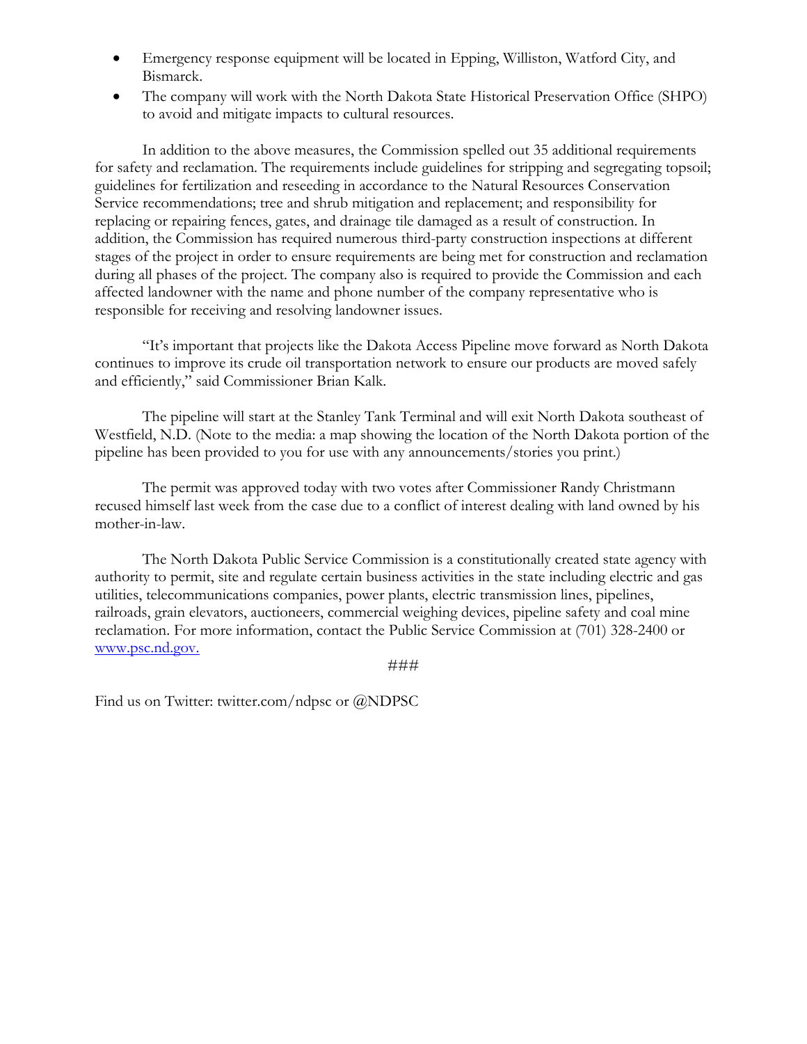- Emergency response equipment will be located in Epping, Williston, Watford City, and Bismarck.
- The company will work with the North Dakota State Historical Preservation Office (SHPO) to avoid and mitigate impacts to cultural resources.

In addition to the above measures, the Commission spelled out 35 additional requirements for safety and reclamation. The requirements include guidelines for stripping and segregating topsoil; guidelines for fertilization and reseeding in accordance to the Natural Resources Conservation Service recommendations; tree and shrub mitigation and replacement; and responsibility for replacing or repairing fences, gates, and drainage tile damaged as a result of construction. In addition, the Commission has required numerous third-party construction inspections at different stages of the project in order to ensure requirements are being met for construction and reclamation during all phases of the project. The company also is required to provide the Commission and each affected landowner with the name and phone number of the company representative who is responsible for receiving and resolving landowner issues.

"It's important that projects like the Dakota Access Pipeline move forward as North Dakota continues to improve its crude oil transportation network to ensure our products are moved safely and efficiently," said Commissioner Brian Kalk.

The pipeline will start at the Stanley Tank Terminal and will exit North Dakota southeast of Westfield, N.D. (Note to the media: a map showing the location of the North Dakota portion of the pipeline has been provided to you for use with any announcements/stories you print.)

The permit was approved today with two votes after Commissioner Randy Christmann recused himself last week from the case due to a conflict of interest dealing with land owned by his mother-in-law.

The North Dakota Public Service Commission is a constitutionally created state agency with authority to permit, site and regulate certain business activities in the state including electric and gas utilities, telecommunications companies, power plants, electric transmission lines, pipelines, railroads, grain elevators, auctioneers, commercial weighing devices, pipeline safety and coal mine reclamation. For more information, contact the Public Service Commission at (701) 328-2400 or [www.psc.nd.gov.](http://www.psc.nd.gov)

###

Find us on Twitter: twitter.com/ndpsc or @NDPSC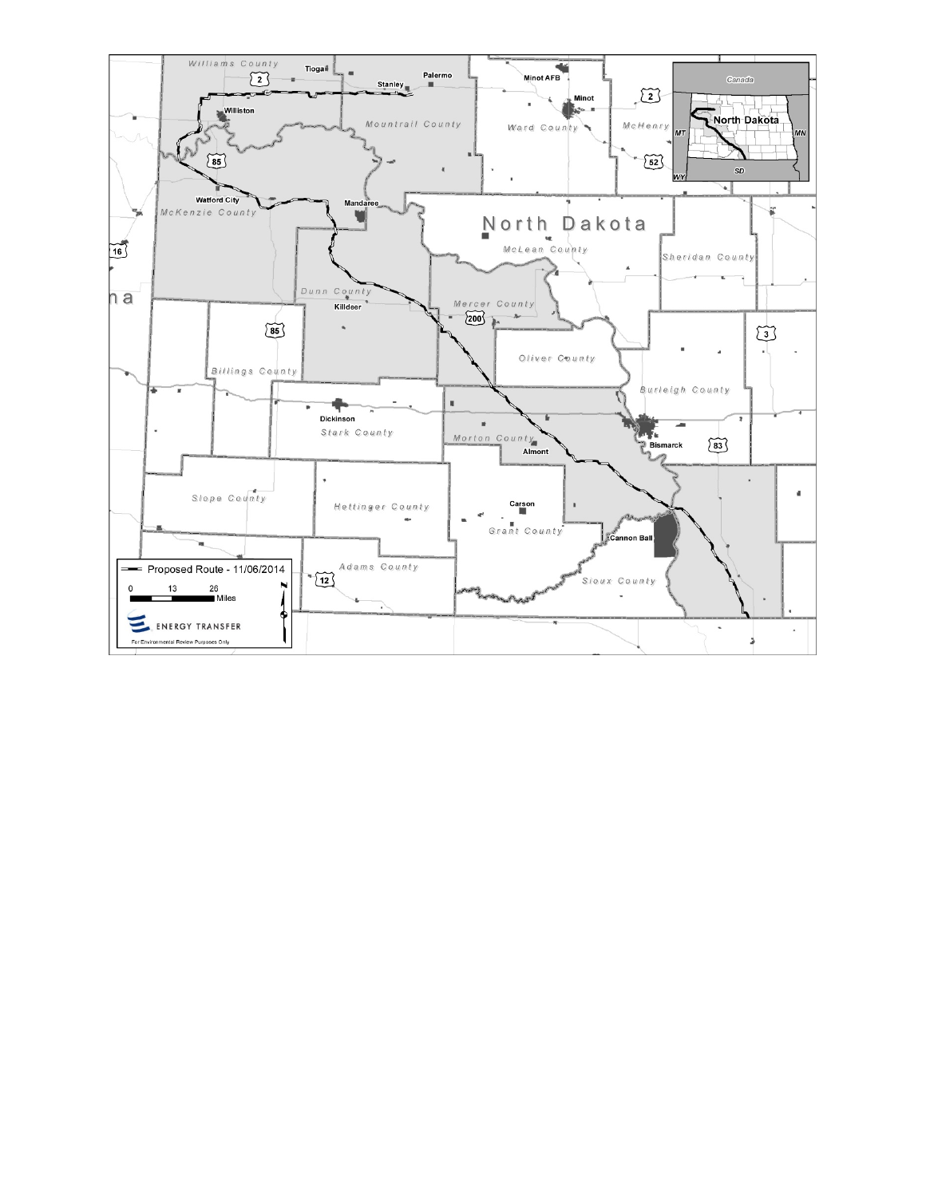Williams County

2

Tioga

Stanley

Palermo

Minot AFB

Minot

2

Williston

Mountrail County

Ward County

McHenry

85

52

Watford City

Mandaree

McKenzie County

North Dakota

McLean County

Sheridan County

16

na

Dunn County

Killdeer

Mercer County

200

3

85

Oliver County

Billings County

Burleigh County

Dickinson

Stark County

Bismarck

83

Morton County

Almont

Carson

Slope County

Hettinger County

Grant County

Cannon Ball

Adams County

12

Sioux County

Canada

North Dakota

MT

MN

WY

SD

Proposed Route - 11/06/2014

0 13 26

Miles

N

ENERGY TRANSFER

For Environmental Review Purposes Only